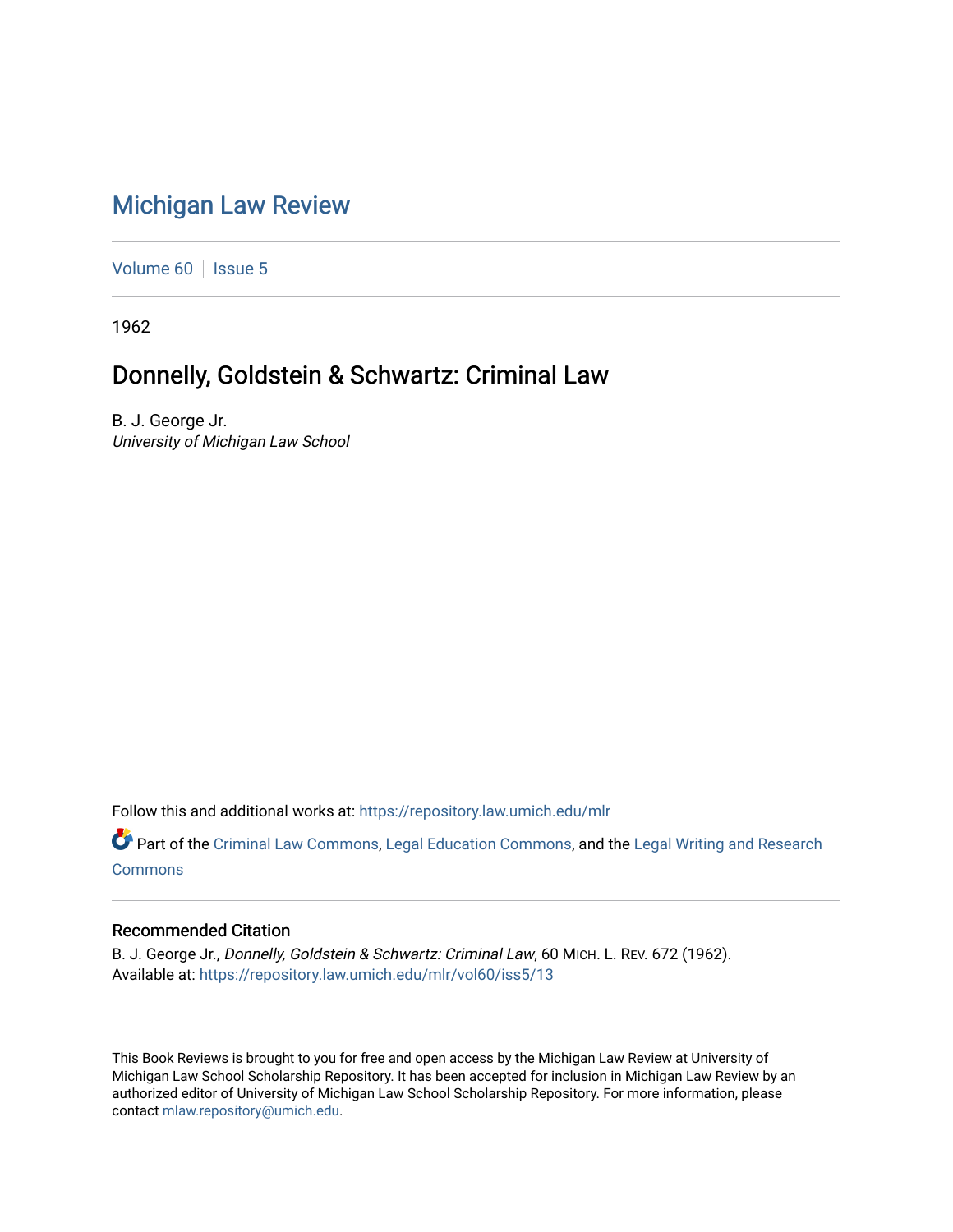# Michigan Law Review

Volume 60 | Issue 5

1962

## Donnelly, Goldstein & Schwartz: Criminal Law

B. J. George Jr.
*University of Michigan Law School*

Follow this and additional works at: https://repository.law.umich.edu/mlr

Part of the Criminal Law Commons, Legal Education Commons, and the Legal Writing and Research Commons

### Recommended Citation

B. J. George Jr., *Donnelly, Goldstein & Schwartz: Criminal Law*, 60 MICH. L. REV. 672 (1962).
Available at: https://repository.law.umich.edu/mlr/vol60/iss5/13

This Book Reviews is brought to you for free and open access by the Michigan Law Review at University of Michigan Law School Scholarship Repository. It has been accepted for inclusion in Michigan Law Review by an authorized editor of University of Michigan Law School Scholarship Repository. For more information, please contact mlaw.repository@umich.edu.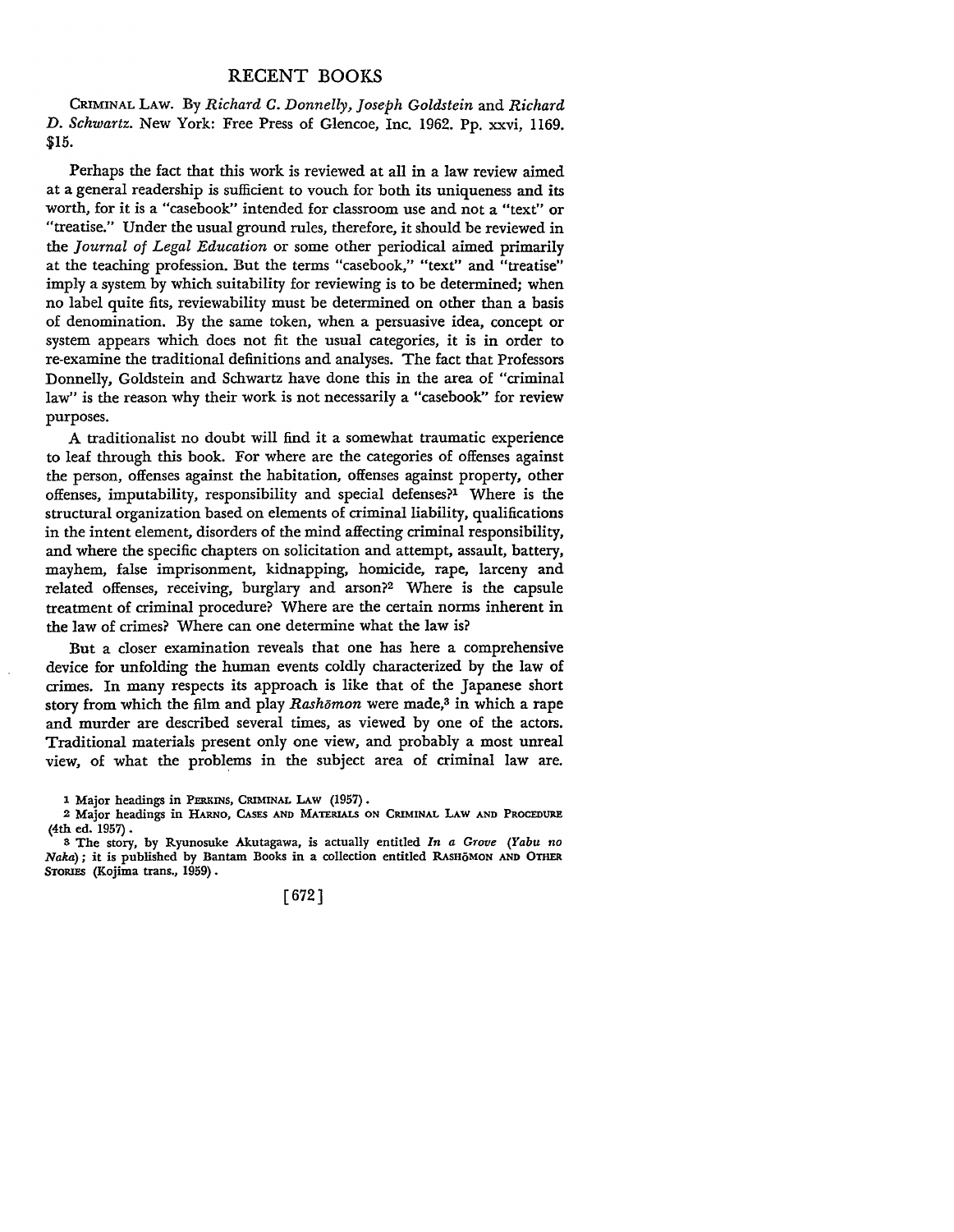# RECENT BOOKS

CRIMINAL LAW. By *Richard C. Donnelly, Joseph Goldstein* and *Richard D. Schwartz.* New York: Free Press of Glencoe, Inc. 1962. Pp. xxvi, 1169. $15.

Perhaps the fact that this work is reviewed at all in a law review aimed at a general readership is sufficient to vouch for both its uniqueness and its worth, for it is a "casebook" intended for classroom use and not a "text" or "treatise." Under the usual ground rules, therefore, it should be reviewed in the *Journal of Legal Education* or some other periodical aimed primarily at the teaching profession. But the terms "casebook," "text" and "treatise" imply a system by which suitability for reviewing is to be determined; when no label quite fits, reviewability must be determined on other than a basis of denomination. By the same token, when a persuasive idea, concept or system appears which does not fit the usual categories, it is in order to re-examine the traditional definitions and analyses. The fact that Professors Donnelly, Goldstein and Schwartz have done this in the area of "criminal law" is the reason why their work is not necessarily a "casebook" for review purposes.

A traditionalist no doubt will find it a somewhat traumatic experience to leaf through this book. For where are the categories of offenses against the person, offenses against the habitation, offenses against property, other offenses, imputability, responsibility and special defenses?[1] Where is the structural organization based on elements of criminal liability, qualifications in the intent element, disorders of the mind affecting criminal responsibility, and where the specific chapters on solicitation and attempt, assault, battery, mayhem, false imprisonment, kidnapping, homicide, rape, larceny and related offenses, receiving, burglary and arson?[2] Where is the capsule treatment of criminal procedure? Where are the certain norms inherent in the law of crimes? Where can one determine what the law is?

But a closer examination reveals that one has here a comprehensive device for unfolding the human events coldly characterized by the law of crimes. In many respects its approach is like that of the Japanese short story from which the film and play *Rashōmon* were made,[3] in which a rape and murder are described several times, as viewed by one of the actors. Traditional materials present only one view, and probably a most unreal view, of what the problems in the subject area of criminal law are.

[1] Major headings in PERKINS, CRIMINAL LAW (1957).

[2] Major headings in HARNO, CASES AND MATERIALS ON CRIMINAL LAW AND PROCEDURE (4th ed. 1957).

[3] The story, by Ryunosuke Akutagawa, is actually entitled *In a Grove* (*Yabu no Naka*); it is published by Bantam Books in a collection entitled RASHŌMON AND OTHER STORIES (Kojima trans., 1959).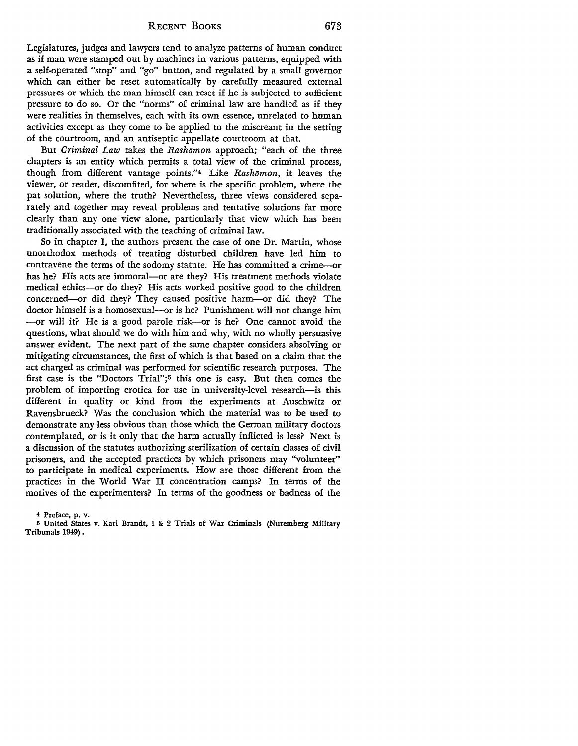Legislatures, judges and lawyers tend to analyze patterns of human conduct as if man were stamped out by machines in various patterns, equipped with a self-operated "stop" and "go" button, and regulated by a small governor which can either be reset automatically by carefully measured external pressures or which the man himself can reset if he is subjected to sufficient pressure to do so. Or the "norms" of criminal law are handled as if they were realities in themselves, each with its own essence, unrelated to human activities except as they come to be applied to the miscreant in the setting of the courtroom, and an antiseptic appellate courtroom at that.

But *Criminal Law* takes the *Rashōmon* approach; "each of the three chapters is an entity which permits a total view of the criminal process, though from different vantage points."[4] Like *Rashōmon*, it leaves the viewer, or reader, discomfited, for where is the specific problem, where the pat solution, where the truth? Nevertheless, three views considered separately and together may reveal problems and tentative solutions far more clearly than any one view alone, particularly that view which has been traditionally associated with the teaching of criminal law.

So in chapter I, the authors present the case of one Dr. Martin, whose unorthodox methods of treating disturbed children have led him to contravene the terms of the sodomy statute. He has committed a crime—or has he? His acts are immoral—or are they? His treatment methods violate medical ethics—or do they? His acts worked positive good to the children concerned—or did they? They caused positive harm—or did they? The doctor himself is a homosexual—or is he? Punishment will not change him —or will it? He is a good parole risk—or is he? One cannot avoid the questions, what should we do with him and why, with no wholly persuasive answer evident. The next part of the same chapter considers absolving or mitigating circumstances, the first of which is that based on a claim that the act charged as criminal was performed for scientific research purposes. The first case is the "Doctors Trial";[5] this one is easy. But then comes the problem of importing erotica for use in university-level research—is this different in quality or kind from the experiments at Auschwitz or Ravensbrueck? Was the conclusion which the material was to be used to demonstrate any less obvious than those which the German military doctors contemplated, or is it only that the harm actually inflicted is less? Next is a discussion of the statutes authorizing sterilization of certain classes of civil prisoners, and the accepted practices by which prisoners may "volunteer" to participate in medical experiments. How are those different from the practices in the World War II concentration camps? In terms of the motives of the experimenters? In terms of the goodness or badness of the

---

[4] Preface, p. v.

[5] United States v. Karl Brandt, 1 & 2 Trials of War Criminals (Nuremberg Military Tribunals 1949).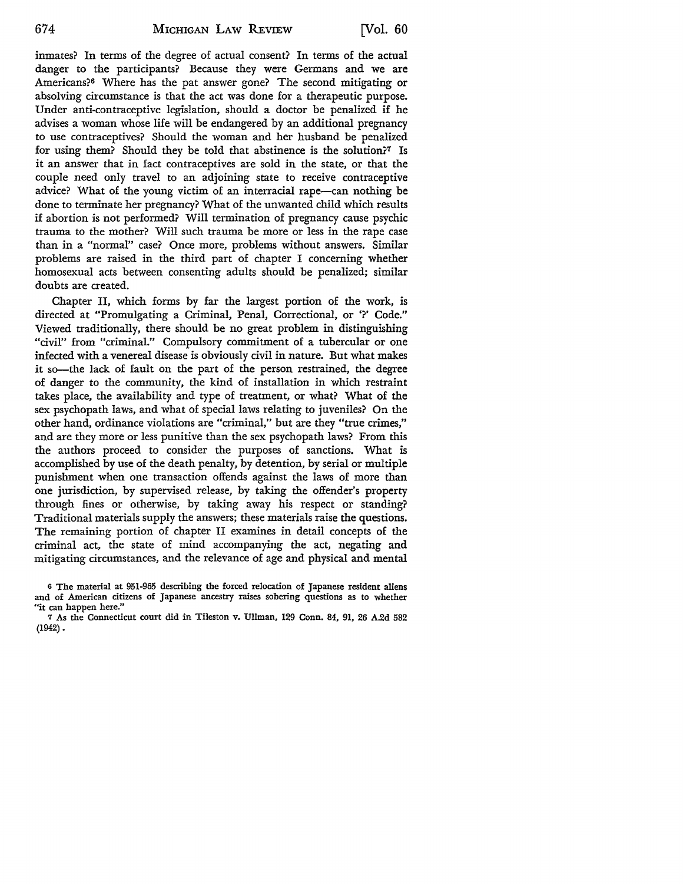inmates? In terms of the degree of actual consent? In terms of the actual danger to the participants? Because they were Germans and we are Americans?[6] Where has the pat answer gone? The second mitigating or absolving circumstance is that the act was done for a therapeutic purpose. Under anti-contraceptive legislation, should a doctor be penalized if he advises a woman whose life will be endangered by an additional pregnancy to use contraceptives? Should the woman and her husband be penalized for using them? Should they be told that abstinence is the solution?[7] Is it an answer that in fact contraceptives are sold in the state, or that the couple need only travel to an adjoining state to receive contraceptive advice? What of the young victim of an interracial rape—can nothing be done to terminate her pregnancy? What of the unwanted child which results if abortion is not performed? Will termination of pregnancy cause psychic trauma to the mother? Will such trauma be more or less in the rape case than in a "normal" case? Once more, problems without answers. Similar problems are raised in the third part of chapter I concerning whether homosexual acts between consenting adults should be penalized; similar doubts are created.

Chapter II, which forms by far the largest portion of the work, is directed at "Promulgating a Criminal, Penal, Correctional, or '?' Code." Viewed traditionally, there should be no great problem in distinguishing "civil" from "criminal." Compulsory commitment of a tubercular or one infected with a venereal disease is obviously civil in nature. But what makes it so—the lack of fault on the part of the person restrained, the degree of danger to the community, the kind of installation in which restraint takes place, the availability and type of treatment, or what? What of the sex psychopath laws, and what of special laws relating to juveniles? On the other hand, ordinance violations are "criminal," but are they "true crimes," and are they more or less punitive than the sex psychopath laws? From this the authors proceed to consider the purposes of sanctions. What is accomplished by use of the death penalty, by detention, by serial or multiple punishment when one transaction offends against the laws of more than one jurisdiction, by supervised release, by taking the offender's property through fines or otherwise, by taking away his respect or standing? Traditional materials supply the answers; these materials raise the questions. The remaining portion of chapter II examines in detail concepts of the criminal act, the state of mind accompanying the act, negating and mitigating circumstances, and the relevance of age and physical and mental

[6] The material at 951-965 describing the forced relocation of Japanese resident aliens and of American citizens of Japanese ancestry raises sobering questions as to whether "it can happen here."

[7] As the Connecticut court did in Tileston v. Ullman, 129 Conn. 84, 91, 26 A.2d 582 (1942).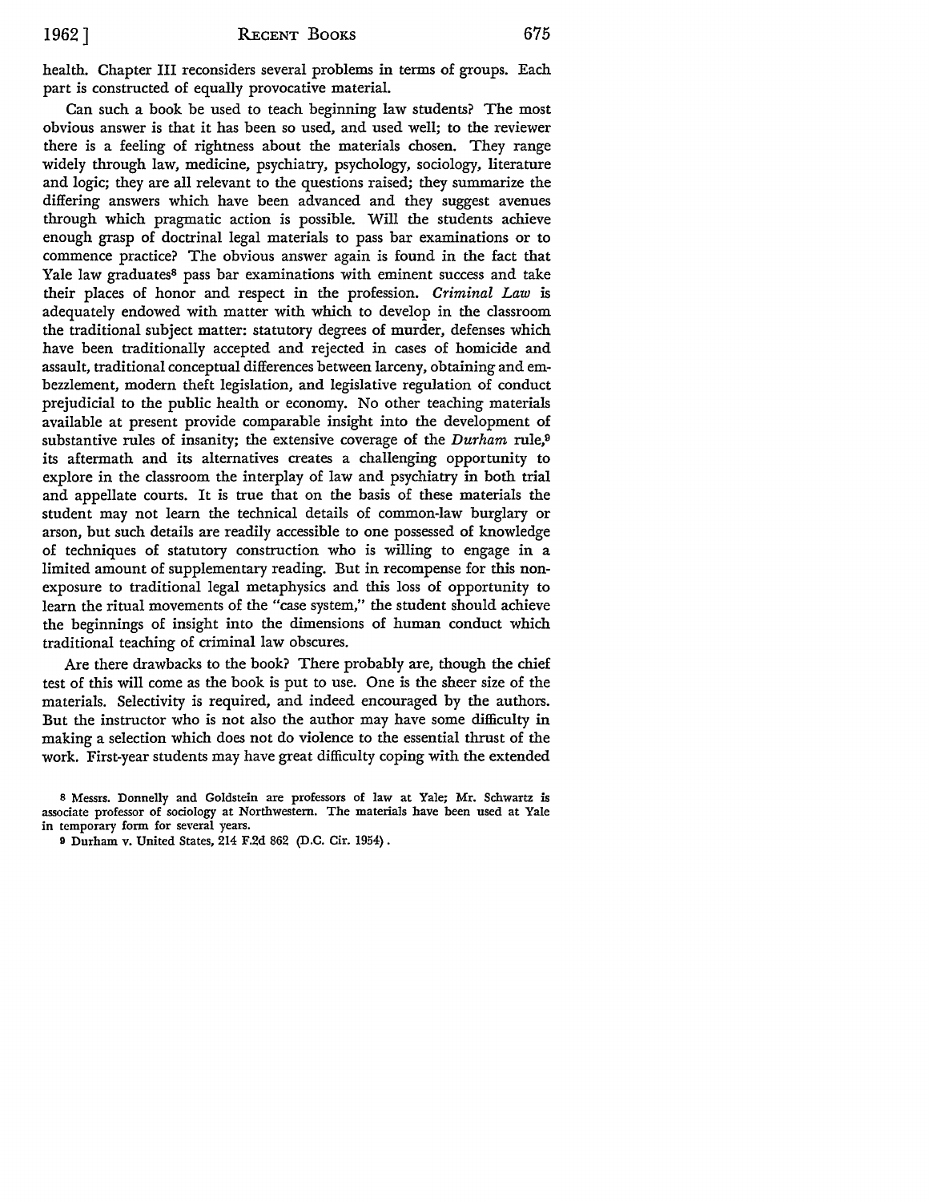health. Chapter III reconsiders several problems in terms of groups. Each part is constructed of equally provocative material.

Can such a book be used to teach beginning law students? The most obvious answer is that it has been so used, and used well; to the reviewer there is a feeling of rightness about the materials chosen. They range widely through law, medicine, psychiatry, psychology, sociology, literature and logic; they are all relevant to the questions raised; they summarize the differing answers which have been advanced and they suggest avenues through which pragmatic action is possible. Will the students achieve enough grasp of doctrinal legal materials to pass bar examinations or to commence practice? The obvious answer again is found in the fact that Yale law graduates[8] pass bar examinations with eminent success and take their places of honor and respect in the profession. *Criminal Law* is adequately endowed with matter with which to develop in the classroom the traditional subject matter: statutory degrees of murder, defenses which have been traditionally accepted and rejected in cases of homicide and assault, traditional conceptual differences between larceny, obtaining and embezzlement, modern theft legislation, and legislative regulation of conduct prejudicial to the public health or economy. No other teaching materials available at present provide comparable insight into the development of substantive rules of insanity; the extensive coverage of the *Durham* rule,[9] its aftermath and its alternatives creates a challenging opportunity to explore in the classroom the interplay of law and psychiatry in both trial and appellate courts. It is true that on the basis of these materials the student may not learn the technical details of common-law burglary or arson, but such details are readily accessible to one possessed of knowledge of techniques of statutory construction who is willing to engage in a limited amount of supplementary reading. But in recompense for this non-exposure to traditional legal metaphysics and this loss of opportunity to learn the ritual movements of the "case system," the student should achieve the beginnings of insight into the dimensions of human conduct which traditional teaching of criminal law obscures.

Are there drawbacks to the book? There probably are, though the chief test of this will come as the book is put to use. One is the sheer size of the materials. Selectivity is required, and indeed encouraged by the authors. But the instructor who is not also the author may have some difficulty in making a selection which does not do violence to the essential thrust of the work. First-year students may have great difficulty coping with the extended

[8] Messrs. Donnelly and Goldstein are professors of law at Yale; Mr. Schwartz is associate professor of sociology at Northwestern. The materials have been used at Yale in temporary form for several years.

[9] Durham v. United States, 214 F.2d 862 (D.C. Cir. 1954).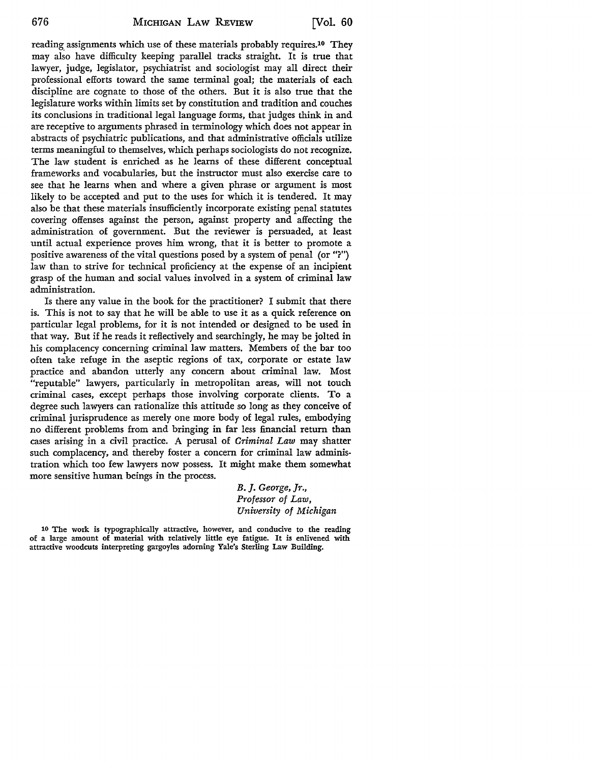reading assignments which use of these materials probably requires.[10] They may also have difficulty keeping parallel tracks straight. It is true that lawyer, judge, legislator, psychiatrist and sociologist may all direct their professional efforts toward the same terminal goal; the materials of each discipline are cognate to those of the others. But it is also true that the legislature works within limits set by constitution and tradition and couches its conclusions in traditional legal language forms, that judges think in and are receptive to arguments phrased in terminology which does not appear in abstracts of psychiatric publications, and that administrative officials utilize terms meaningful to themselves, which perhaps sociologists do not recognize. The law student is enriched as he learns of these different conceptual frameworks and vocabularies, but the instructor must also exercise care to see that he learns when and where a given phrase or argument is most likely to be accepted and put to the uses for which it is tendered. It may also be that these materials insufficiently incorporate existing penal statutes covering offenses against the person, against property and affecting the administration of government. But the reviewer is persuaded, at least until actual experience proves him wrong, that it is better to promote a positive awareness of the vital questions posed by a system of penal (or "?") law than to strive for technical proficiency at the expense of an incipient grasp of the human and social values involved in a system of criminal law administration.

Is there any value in the book for the practitioner? I submit that there is. This is not to say that he will be able to use it as a quick reference on particular legal problems, for it is not intended or designed to be used in that way. But if he reads it reflectively and searchingly, he may be jolted in his complacency concerning criminal law matters. Members of the bar too often take refuge in the aseptic regions of tax, corporate or estate law practice and abandon utterly any concern about criminal law. Most "reputable" lawyers, particularly in metropolitan areas, will not touch criminal cases, except perhaps those involving corporate clients. To a degree such lawyers can rationalize this attitude so long as they conceive of criminal jurisprudence as merely one more body of legal rules, embodying no different problems from and bringing in far less financial return than cases arising in a civil practice. A perusal of *Criminal Law* may shatter such complacency, and thereby foster a concern for criminal law administration which too few lawyers now possess. It might make them somewhat more sensitive human beings in the process.

*B. J. George, Jr.,*
*Professor of Law,*
*University of Michigan*

[10] The work is typographically attractive, however, and conducive to the reading of a large amount of material with relatively little eye fatigue. It is enlivened with attractive woodcuts interpreting gargoyles adorning Yale's Sterling Law Building.